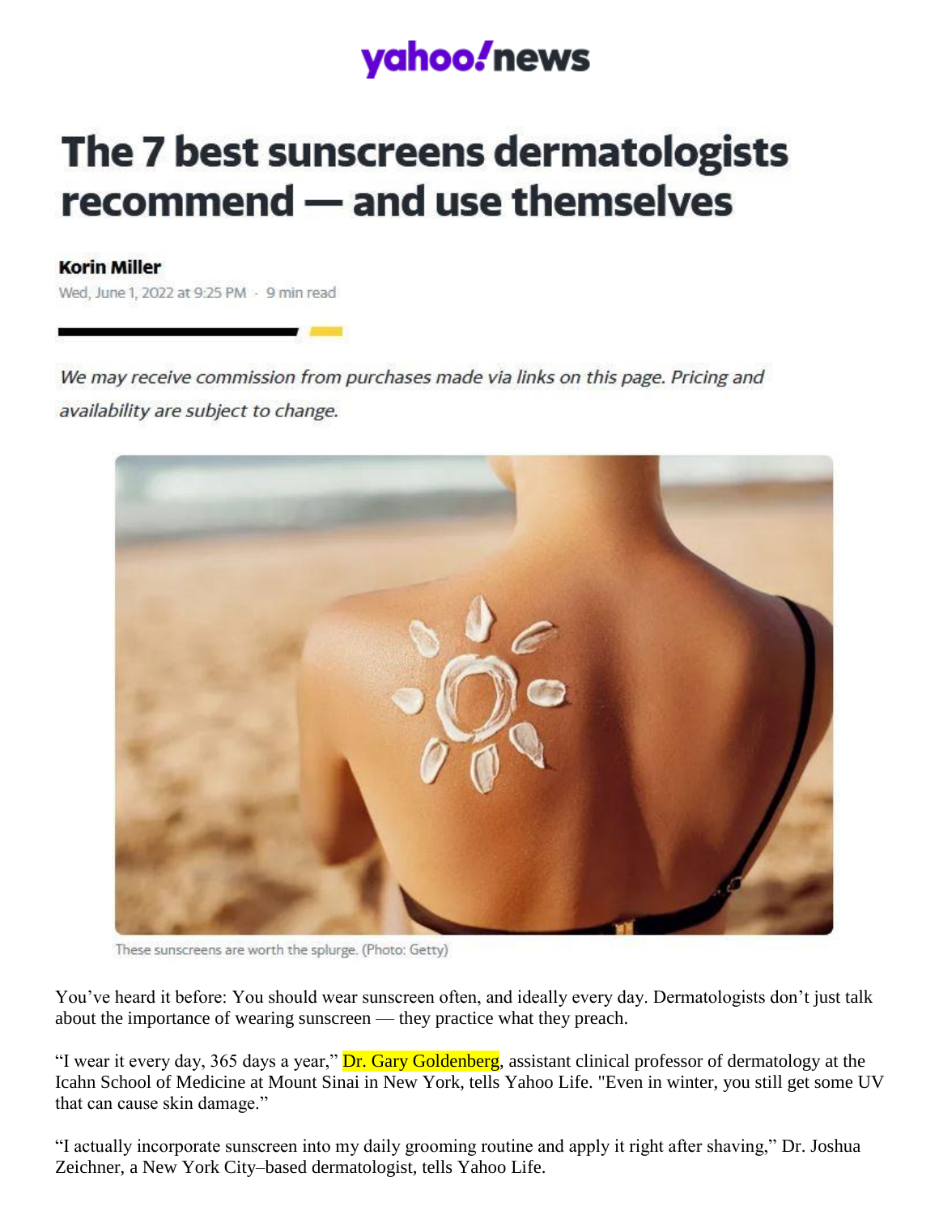yahoo!news

# The 7 best sunscreens dermatologists recommend — and use themselves

**Korin Miller**

Wed, June 1, 2022 at 9:25 PM · 9 min read

*We may receive commission from purchases made via links on this page. Pricing and availability are subject to change.*

These sunscreens are worth the splurge. (Photo: Getty)

You've heard it before: You should wear sunscreen often, and ideally every day. Dermatologists don't just talk about the importance of wearing sunscreen — they practice what they preach.

"I wear it every day, 365 days a year," Dr. Gary Goldenberg, assistant clinical professor of dermatology at the Icahn School of Medicine at Mount Sinai in New York, tells Yahoo Life. "Even in winter, you still get some UV that can cause skin damage."

"I actually incorporate sunscreen into my daily grooming routine and apply it right after shaving," Dr. Joshua Zeichner, a New York City–based dermatologist, tells Yahoo Life.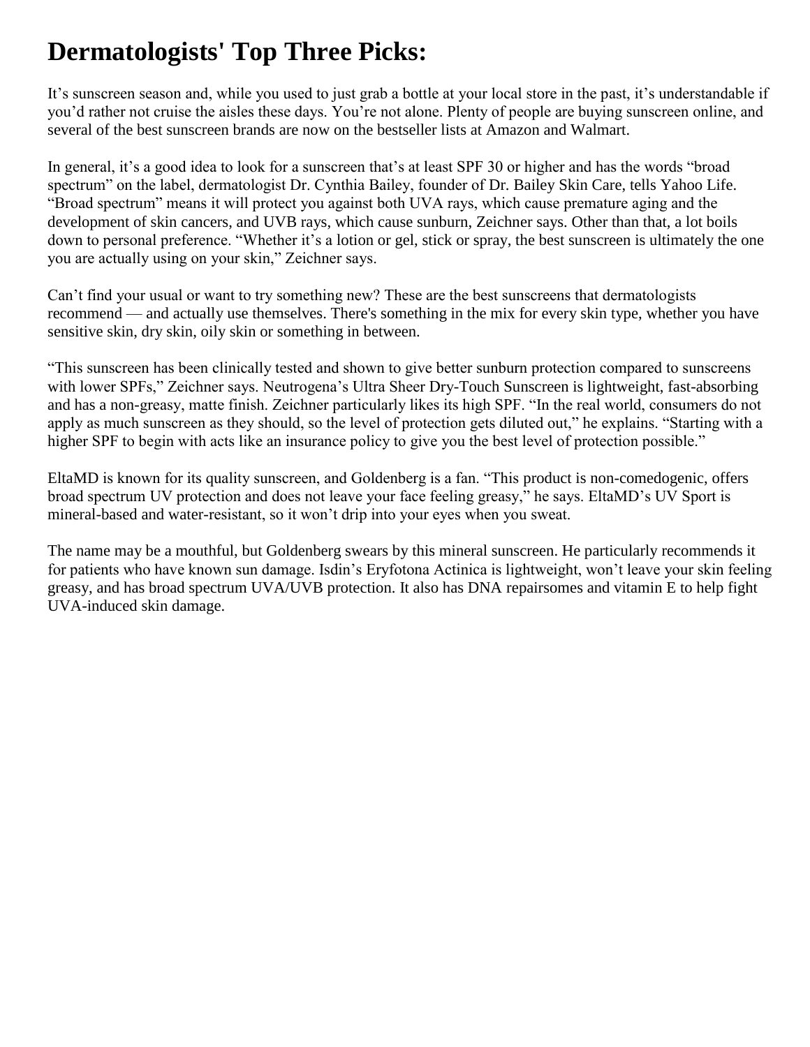# Dermatologists' Top Three Picks:

It's sunscreen season and, while you used to just grab a bottle at your local store in the past, it's understandable if you'd rather not cruise the aisles these days. You're not alone. Plenty of people are buying sunscreen online, and several of the best sunscreen brands are now on the bestseller lists at Amazon and Walmart.

In general, it's a good idea to look for a sunscreen that's at least SPF 30 or higher and has the words "broad spectrum" on the label, dermatologist Dr. Cynthia Bailey, founder of Dr. Bailey Skin Care, tells Yahoo Life. "Broad spectrum" means it will protect you against both UVA rays, which cause premature aging and the development of skin cancers, and UVB rays, which cause sunburn, Zeichner says. Other than that, a lot boils down to personal preference. "Whether it's a lotion or gel, stick or spray, the best sunscreen is ultimately the one you are actually using on your skin," Zeichner says.

Can't find your usual or want to try something new? These are the best sunscreens that dermatologists recommend — and actually use themselves. There's something in the mix for every skin type, whether you have sensitive skin, dry skin, oily skin or something in between.

"This sunscreen has been clinically tested and shown to give better sunburn protection compared to sunscreens with lower SPFs," Zeichner says. Neutrogena's Ultra Sheer Dry-Touch Sunscreen is lightweight, fast-absorbing and has a non-greasy, matte finish. Zeichner particularly likes its high SPF. "In the real world, consumers do not apply as much sunscreen as they should, so the level of protection gets diluted out," he explains. "Starting with a higher SPF to begin with acts like an insurance policy to give you the best level of protection possible."

EltaMD is known for its quality sunscreen, and Goldenberg is a fan. "This product is non-comedogenic, offers broad spectrum UV protection and does not leave your face feeling greasy," he says. EltaMD's UV Sport is mineral-based and water-resistant, so it won't drip into your eyes when you sweat.

The name may be a mouthful, but Goldenberg swears by this mineral sunscreen. He particularly recommends it for patients who have known sun damage. Isdin's Eryfotona Actinica is lightweight, won't leave your skin feeling greasy, and has broad spectrum UVA/UVB protection. It also has DNA repairsomes and vitamin E to help fight UVA-induced skin damage.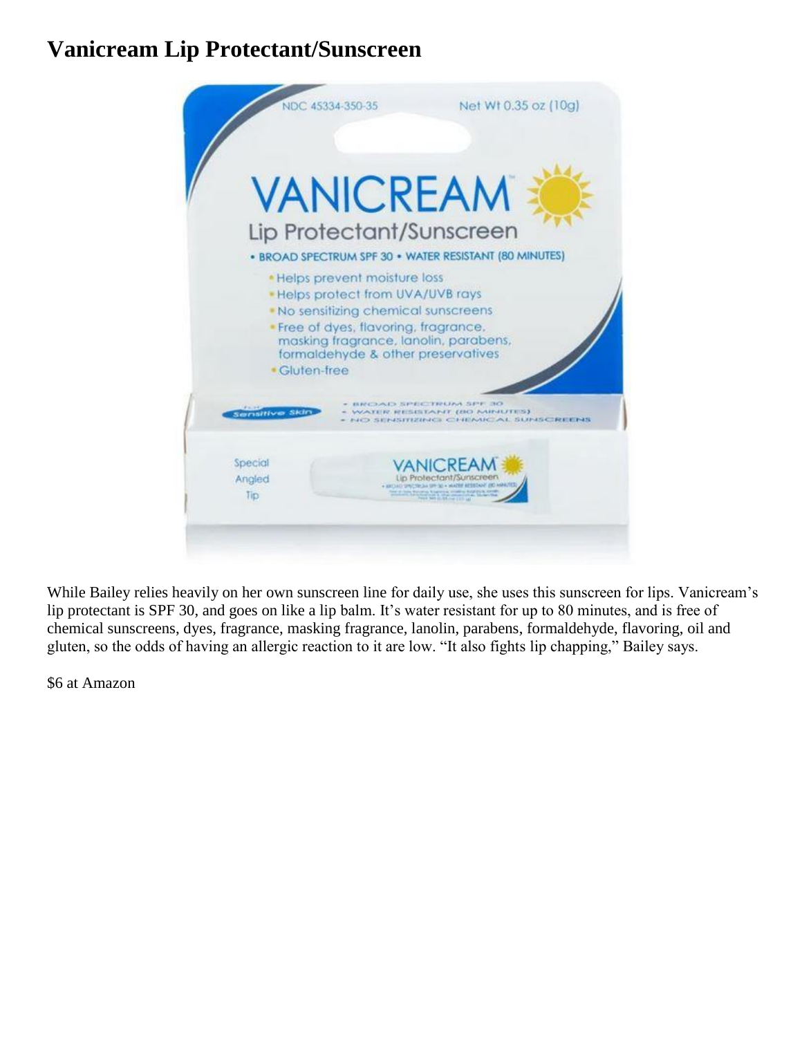# Vanicream Lip Protectant/Sunscreen

While Bailey relies heavily on her own sunscreen line for daily use, she uses this sunscreen for lips. Vanicream's lip protectant is SPF 30, and goes on like a lip balm. It's water resistant for up to 80 minutes, and is free of chemical sunscreens, dyes, fragrance, masking fragrance, lanolin, parabens, formaldehyde, flavoring, oil and gluten, so the odds of having an allergic reaction to it are low. "It also fights lip chapping," Bailey says.

$6 at Amazon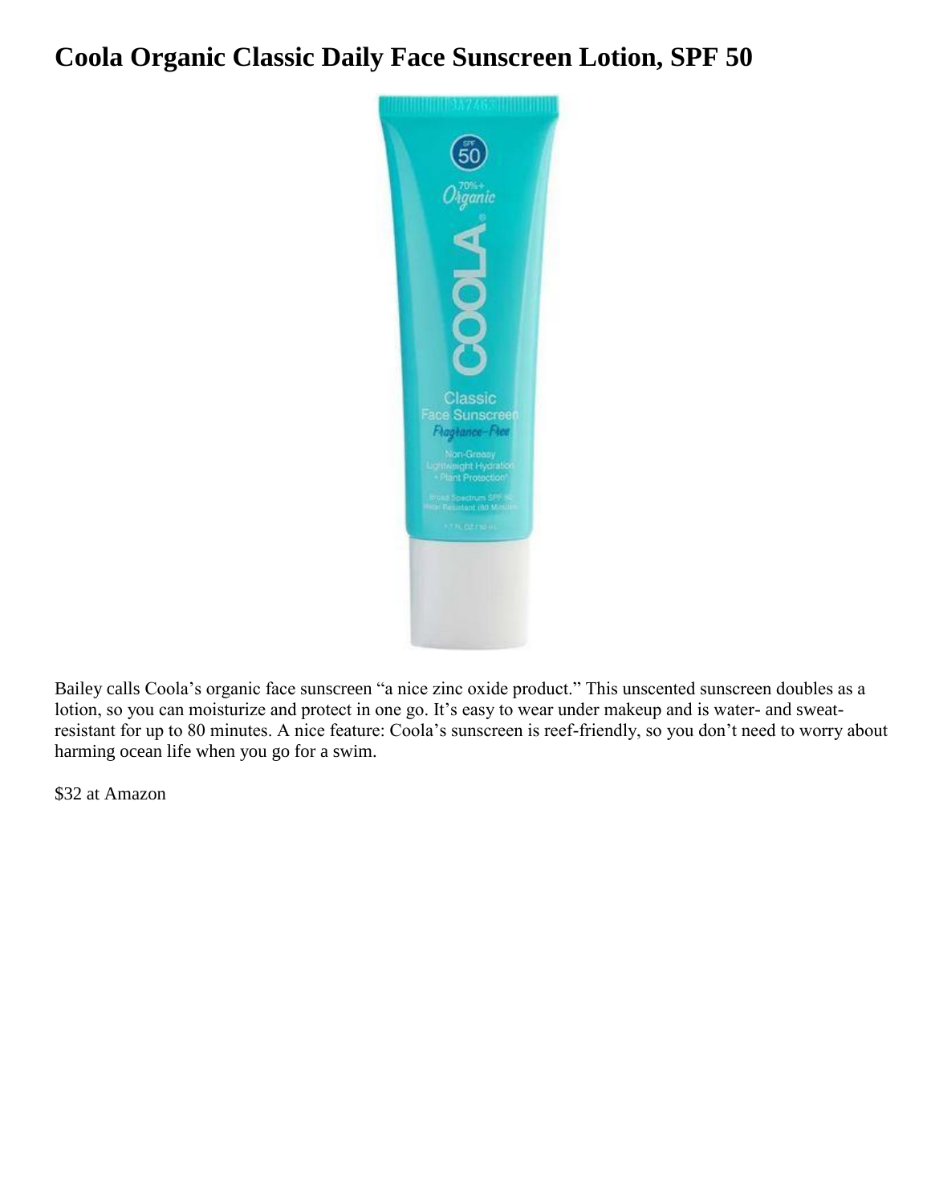# Coola Organic Classic Daily Face Sunscreen Lotion, SPF 50

Bailey calls Coola's organic face sunscreen "a nice zinc oxide product." This unscented sunscreen doubles as a lotion, so you can moisturize and protect in one go. It's easy to wear under makeup and is water- and sweat-resistant for up to 80 minutes. A nice feature: Coola's sunscreen is reef-friendly, so you don't need to worry about harming ocean life when you go for a swim.

$32 at Amazon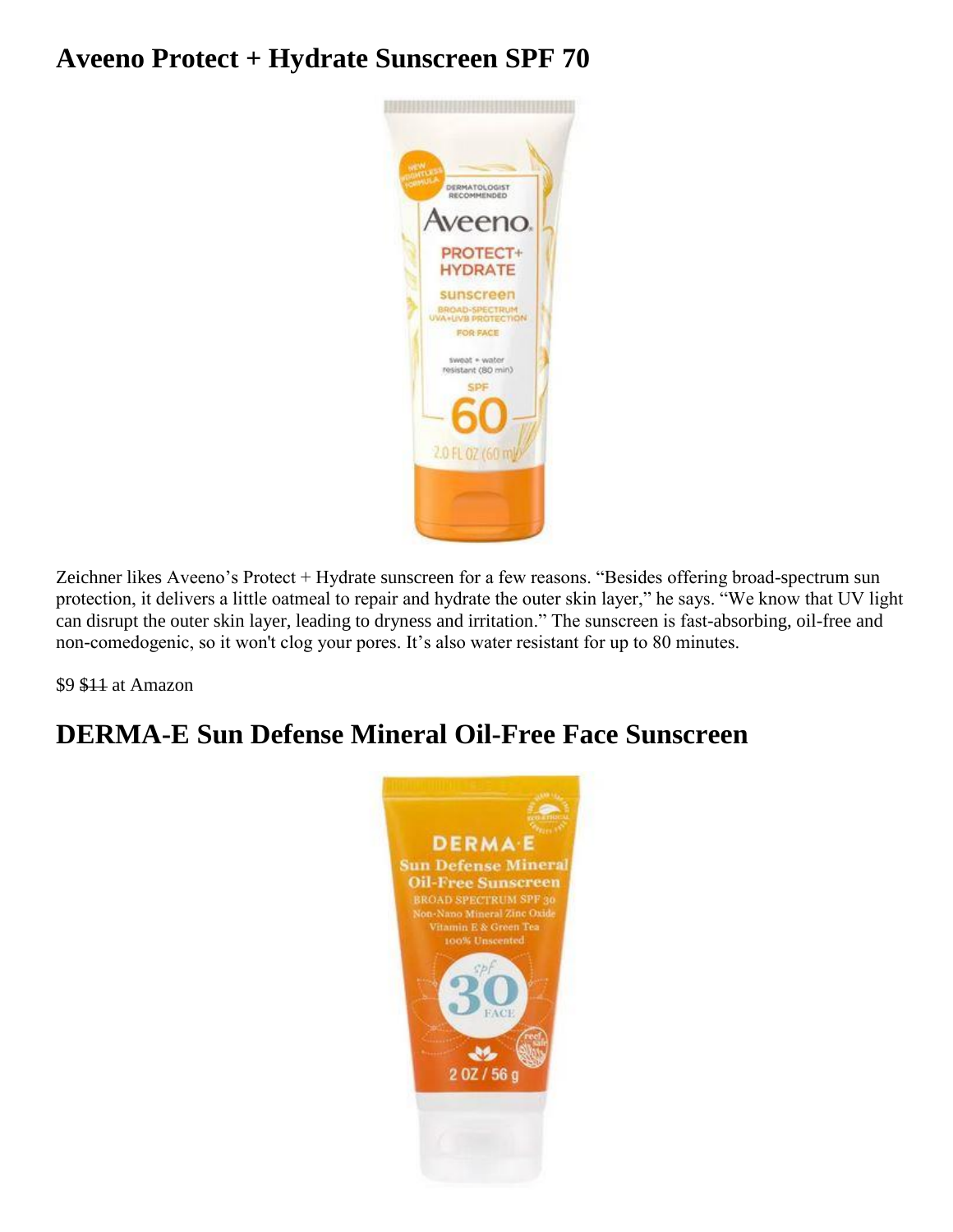## Aveeno Protect + Hydrate Sunscreen SPF 70

Zeichner likes Aveeno's Protect + Hydrate sunscreen for a few reasons. "Besides offering broad-spectrum sun protection, it delivers a little oatmeal to repair and hydrate the outer skin layer," he says. "We know that UV light can disrupt the outer skin layer, leading to dryness and irritation." The sunscreen is fast-absorbing, oil-free and non-comedogenic, so it won't clog your pores. It's also water resistant for up to 80 minutes.

$9 ~~$11~~ at Amazon

## DERMA-E Sun Defense Mineral Oil-Free Face Sunscreen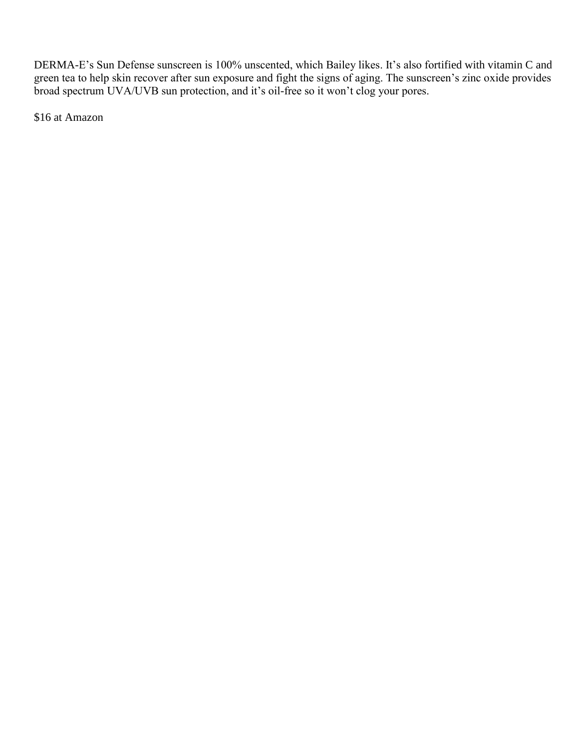DERMA-E’s Sun Defense sunscreen is 100% unscented, which Bailey likes. It’s also fortified with vitamin C and green tea to help skin recover after sun exposure and fight the signs of aging. The sunscreen’s zinc oxide provides broad spectrum UVA/UVB sun protection, and it’s oil-free so it won’t clog your pores.

$16 at Amazon